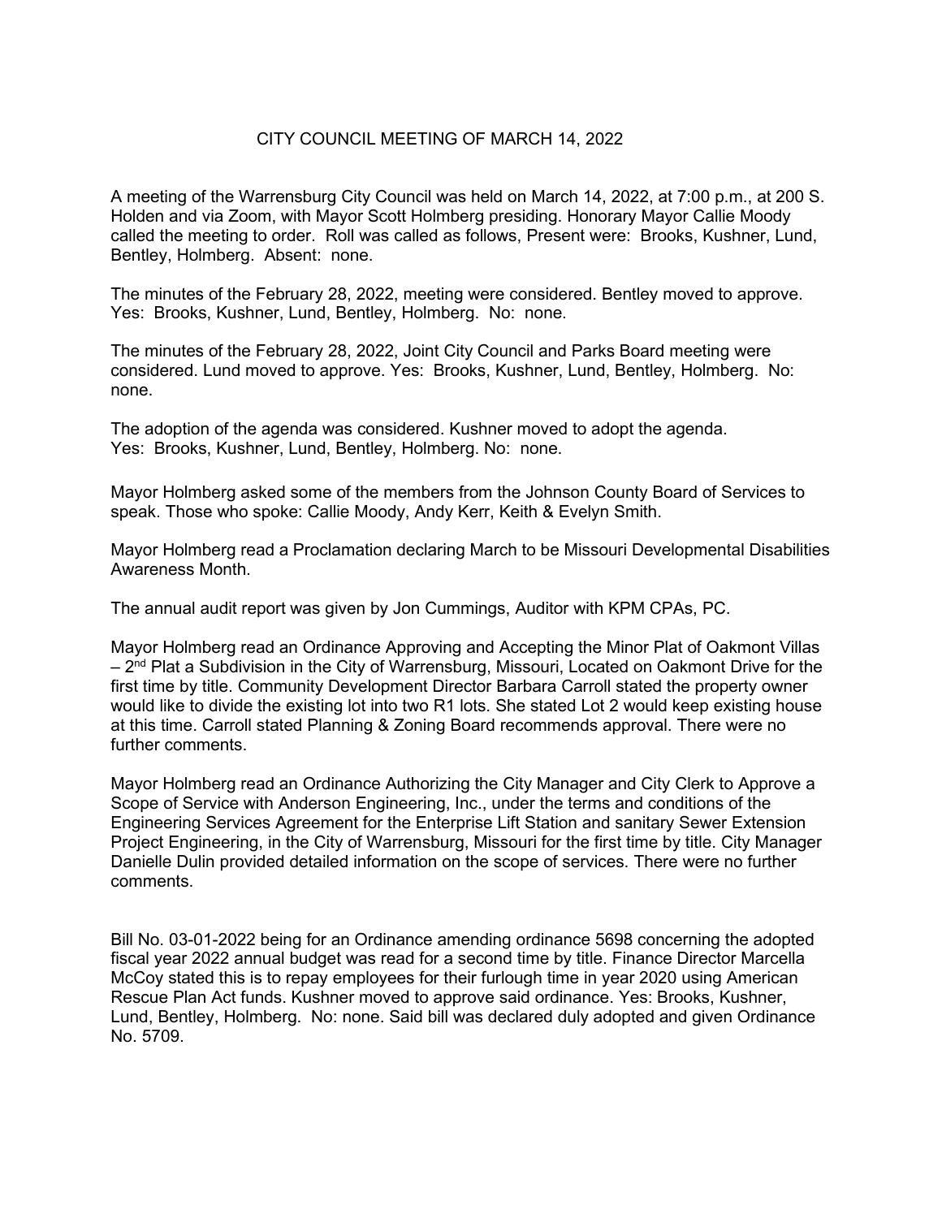# CITY COUNCIL MEETING OF MARCH 14, 2022

A meeting of the Warrensburg City Council was held on March 14, 2022, at 7:00 p.m., at 200 S. Holden and via Zoom, with Mayor Scott Holmberg presiding. Honorary Mayor Callie Moody called the meeting to order. Roll was called as follows, Present were: Brooks, Kushner, Lund, Bentley, Holmberg. Absent: none.

The minutes of the February 28, 2022, meeting were considered. Bentley moved to approve. Yes: Brooks, Kushner, Lund, Bentley, Holmberg. No: none.

The minutes of the February 28, 2022, Joint City Council and Parks Board meeting were considered. Lund moved to approve. Yes: Brooks, Kushner, Lund, Bentley, Holmberg. No: none.

The adoption of the agenda was considered. Kushner moved to adopt the agenda. Yes: Brooks, Kushner, Lund, Bentley, Holmberg. No: none.

Mayor Holmberg asked some of the members from the Johnson County Board of Services to speak. Those who spoke: Callie Moody, Andy Kerr, Keith & Evelyn Smith.

Mayor Holmberg read a Proclamation declaring March to be Missouri Developmental Disabilities Awareness Month.

The annual audit report was given by Jon Cummings, Auditor with KPM CPAs, PC.

Mayor Holmberg read an Ordinance Approving and Accepting the Minor Plat of Oakmont Villas – 2nd Plat a Subdivision in the City of Warrensburg, Missouri, Located on Oakmont Drive for the first time by title. Community Development Director Barbara Carroll stated the property owner would like to divide the existing lot into two R1 lots. She stated Lot 2 would keep existing house at this time. Carroll stated Planning & Zoning Board recommends approval. There were no further comments.

Mayor Holmberg read an Ordinance Authorizing the City Manager and City Clerk to Approve a Scope of Service with Anderson Engineering, Inc., under the terms and conditions of the Engineering Services Agreement for the Enterprise Lift Station and sanitary Sewer Extension Project Engineering, in the City of Warrensburg, Missouri for the first time by title. City Manager Danielle Dulin provided detailed information on the scope of services. There were no further comments.

Bill No. 03-01-2022 being for an Ordinance amending ordinance 5698 concerning the adopted fiscal year 2022 annual budget was read for a second time by title. Finance Director Marcella McCoy stated this is to repay employees for their furlough time in year 2020 using American Rescue Plan Act funds. Kushner moved to approve said ordinance. Yes: Brooks, Kushner, Lund, Bentley, Holmberg. No: none. Said bill was declared duly adopted and given Ordinance No. 5709.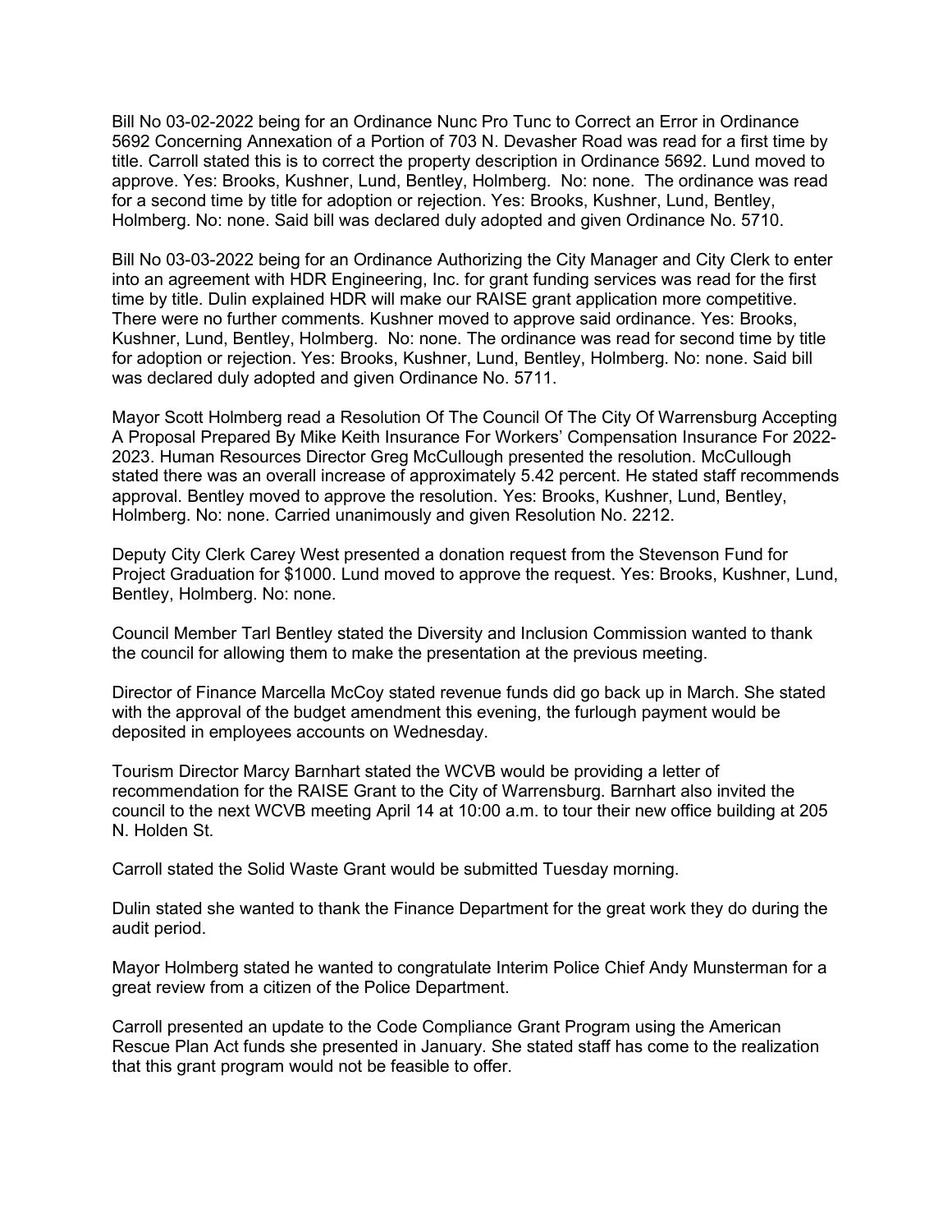Bill No 03-02-2022 being for an Ordinance Nunc Pro Tunc to Correct an Error in Ordinance 5692 Concerning Annexation of a Portion of 703 N. Devasher Road was read for a first time by title. Carroll stated this is to correct the property description in Ordinance 5692. Lund moved to approve. Yes: Brooks, Kushner, Lund, Bentley, Holmberg. No: none. The ordinance was read for a second time by title for adoption or rejection. Yes: Brooks, Kushner, Lund, Bentley, Holmberg. No: none. Said bill was declared duly adopted and given Ordinance No. 5710.

Bill No 03-03-2022 being for an Ordinance Authorizing the City Manager and City Clerk to enter into an agreement with HDR Engineering, Inc. for grant funding services was read for the first time by title. Dulin explained HDR will make our RAISE grant application more competitive. There were no further comments. Kushner moved to approve said ordinance. Yes: Brooks, Kushner, Lund, Bentley, Holmberg. No: none. The ordinance was read for second time by title for adoption or rejection. Yes: Brooks, Kushner, Lund, Bentley, Holmberg. No: none. Said bill was declared duly adopted and given Ordinance No. 5711.

Mayor Scott Holmberg read a Resolution Of The Council Of The City Of Warrensburg Accepting A Proposal Prepared By Mike Keith Insurance For Workers' Compensation Insurance For 2022-2023. Human Resources Director Greg McCullough presented the resolution. McCullough stated there was an overall increase of approximately 5.42 percent. He stated staff recommends approval. Bentley moved to approve the resolution. Yes: Brooks, Kushner, Lund, Bentley, Holmberg. No: none. Carried unanimously and given Resolution No. 2212.

Deputy City Clerk Carey West presented a donation request from the Stevenson Fund for Project Graduation for $1000. Lund moved to approve the request. Yes: Brooks, Kushner, Lund, Bentley, Holmberg. No: none.

Council Member Tarl Bentley stated the Diversity and Inclusion Commission wanted to thank the council for allowing them to make the presentation at the previous meeting.

Director of Finance Marcella McCoy stated revenue funds did go back up in March. She stated with the approval of the budget amendment this evening, the furlough payment would be deposited in employees accounts on Wednesday.

Tourism Director Marcy Barnhart stated the WCVB would be providing a letter of recommendation for the RAISE Grant to the City of Warrensburg. Barnhart also invited the council to the next WCVB meeting April 14 at 10:00 a.m. to tour their new office building at 205 N. Holden St.

Carroll stated the Solid Waste Grant would be submitted Tuesday morning.

Dulin stated she wanted to thank the Finance Department for the great work they do during the audit period.

Mayor Holmberg stated he wanted to congratulate Interim Police Chief Andy Munsterman for a great review from a citizen of the Police Department.

Carroll presented an update to the Code Compliance Grant Program using the American Rescue Plan Act funds she presented in January. She stated staff has come to the realization that this grant program would not be feasible to offer.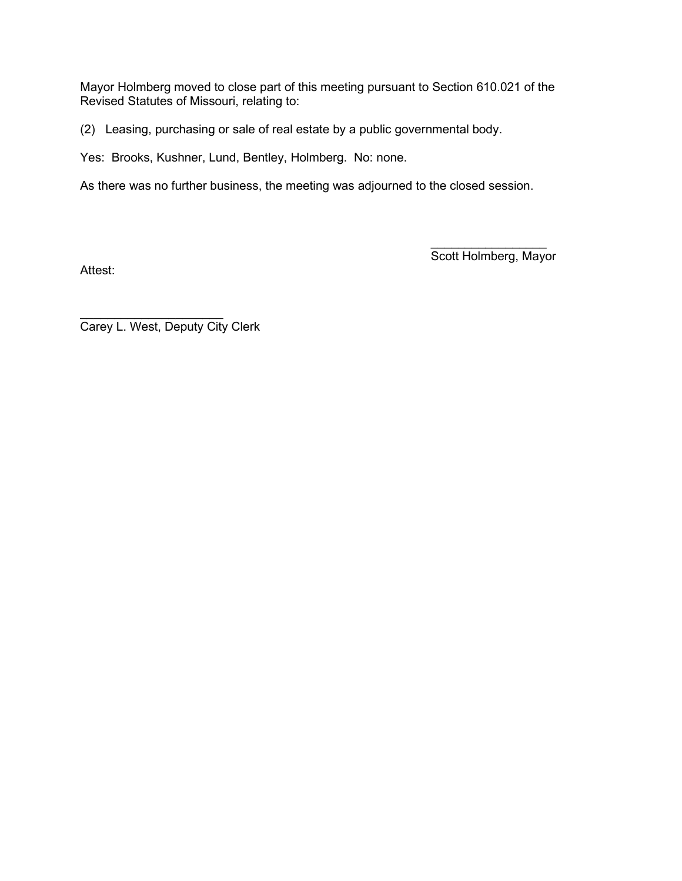Mayor Holmberg moved to close part of this meeting pursuant to Section 610.021 of the Revised Statutes of Missouri, relating to:

(2) Leasing, purchasing or sale of real estate by a public governmental body.

Yes: Brooks, Kushner, Lund, Bentley, Holmberg. No: none.

As there was no further business, the meeting was adjourned to the closed session.

\_\_\_\_\_\_\_\_\_\_\_\_\_\_\_\_\_\_\_\_

Scott Holmberg, Mayor

Attest:

\_\_\_\_\_\_\_\_\_\_\_\_\_\_\_\_\_\_\_\_\_\_\_\_

Carey L. West, Deputy City Clerk